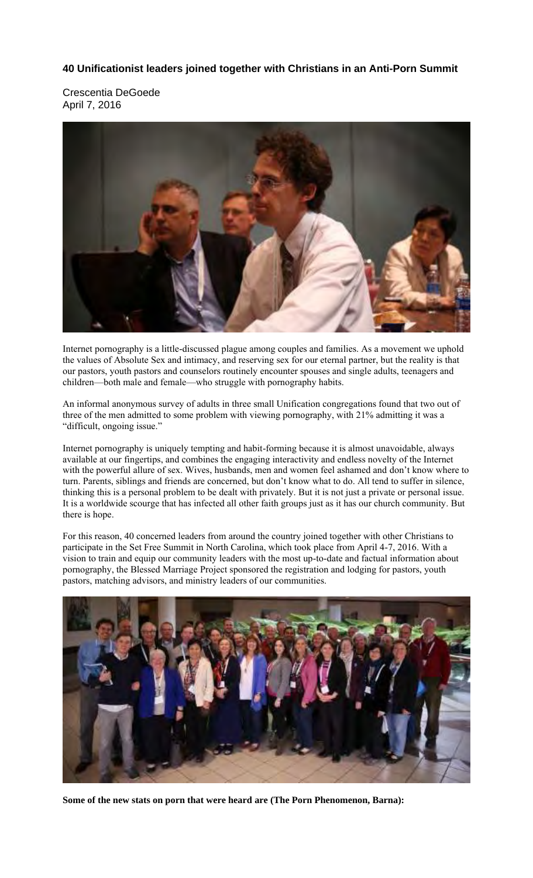**40 Unificationist leaders joined together with Christians in an Anti-Porn Summit**

Crescentia DeGoede
April 7, 2016

Internet pornography is a little-discussed plague among couples and families. As a movement we uphold the values of Absolute Sex and intimacy, and reserving sex for our eternal partner, but the reality is that our pastors, youth pastors and counselors routinely encounter spouses and single adults, teenagers and children—both male and female—who struggle with pornography habits.

An informal anonymous survey of adults in three small Unification congregations found that two out of three of the men admitted to some problem with viewing pornography, with 21% admitting it was a "difficult, ongoing issue."

Internet pornography is uniquely tempting and habit-forming because it is almost unavoidable, always available at our fingertips, and combines the engaging interactivity and endless novelty of the Internet with the powerful allure of sex. Wives, husbands, men and women feel ashamed and don't know where to turn. Parents, siblings and friends are concerned, but don't know what to do. All tend to suffer in silence, thinking this is a personal problem to be dealt with privately. But it is not just a private or personal issue. It is a worldwide scourge that has infected all other faith groups just as it has our church community. But there is hope.

For this reason, 40 concerned leaders from around the country joined together with other Christians to participate in the Set Free Summit in North Carolina, which took place from April 4-7, 2016. With a vision to train and equip our community leaders with the most up-to-date and factual information about pornography, the Blessed Marriage Project sponsored the registration and lodging for pastors, youth pastors, matching advisors, and ministry leaders of our communities.

**Some of the new stats on porn that were heard are (The Porn Phenomenon, Barna):**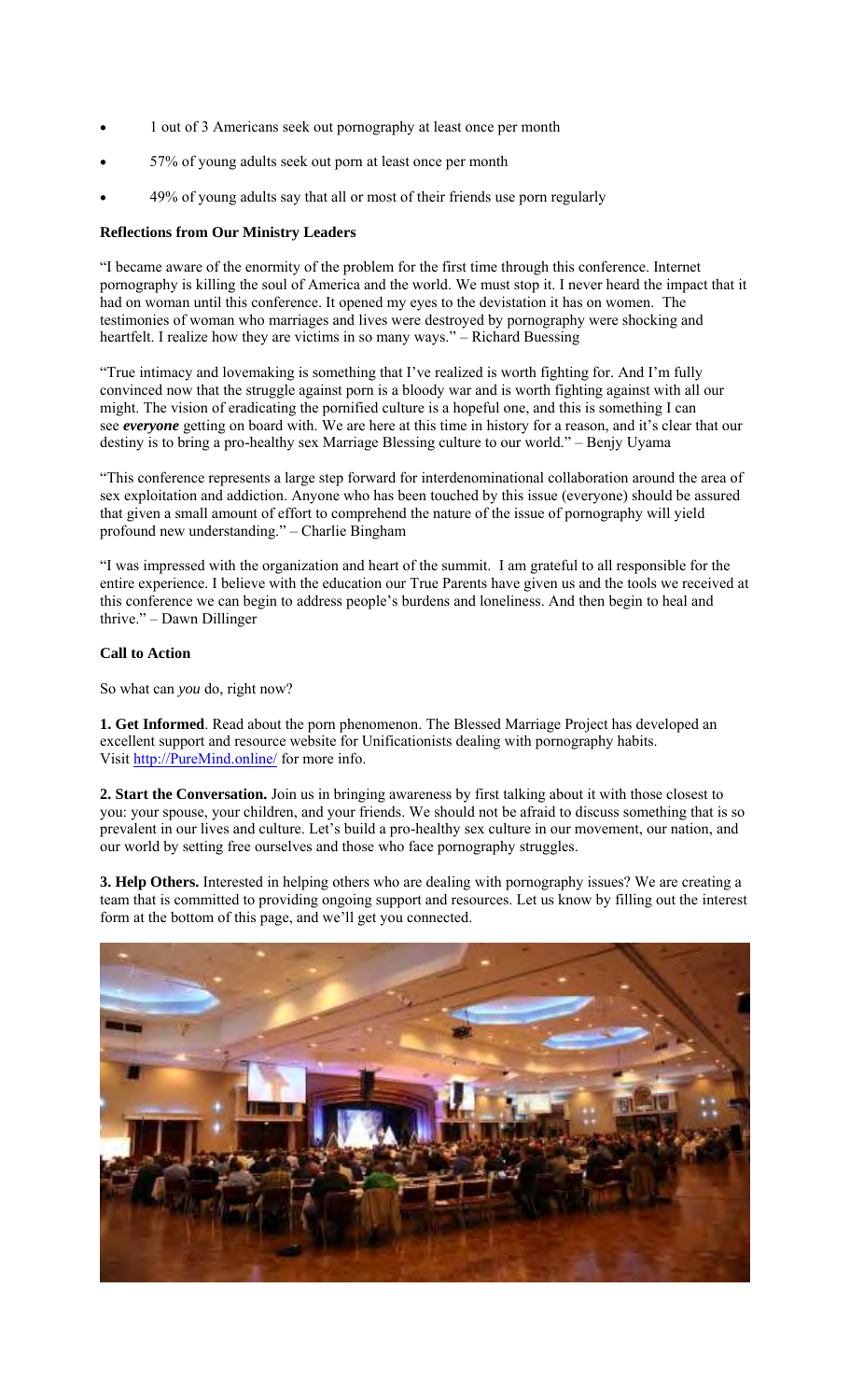- 1 out of 3 Americans seek out pornography at least once per month
- 57% of young adults seek out porn at least once per month
- 49% of young adults say that all or most of their friends use porn regularly

**Reflections from Our Ministry Leaders**

"I became aware of the enormity of the problem for the first time through this conference. Internet pornography is killing the soul of America and the world. We must stop it. I never heard the impact that it had on woman until this conference. It opened my eyes to the devistation it has on women. The testimonies of woman who marriages and lives were destroyed by pornography were shocking and heartfelt. I realize how they are victims in so many ways." – Richard Buessing

"True intimacy and lovemaking is something that I've realized is worth fighting for. And I'm fully convinced now that the struggle against porn is a bloody war and is worth fighting against with all our might. The vision of eradicating the pornified culture is a hopeful one, and this is something I can see ***everyone*** getting on board with. We are here at this time in history for a reason, and it's clear that our destiny is to bring a pro-healthy sex Marriage Blessing culture to our world." – Benjy Uyama

"This conference represents a large step forward for interdenominational collaboration around the area of sex exploitation and addiction. Anyone who has been touched by this issue (everyone) should be assured that given a small amount of effort to comprehend the nature of the issue of pornography will yield profound new understanding." – Charlie Bingham

"I was impressed with the organization and heart of the summit. I am grateful to all responsible for the entire experience. I believe with the education our True Parents have given us and the tools we received at this conference we can begin to address people's burdens and loneliness. And then begin to heal and thrive." – Dawn Dillinger

**Call to Action**

So what can *you* do, right now?

**1. Get Informed**. Read about the porn phenomenon. The Blessed Marriage Project has developed an excellent support and resource website for Unificationists dealing with pornography habits. Visit http://PureMind.online/ for more info.

**2. Start the Conversation.** Join us in bringing awareness by first talking about it with those closest to you: your spouse, your children, and your friends. We should not be afraid to discuss something that is so prevalent in our lives and culture. Let's build a pro-healthy sex culture in our movement, our nation, and our world by setting free ourselves and those who face pornography struggles.

**3. Help Others.** Interested in helping others who are dealing with pornography issues? We are creating a team that is committed to providing ongoing support and resources. Let us know by filling out the interest form at the bottom of this page, and we'll get you connected.